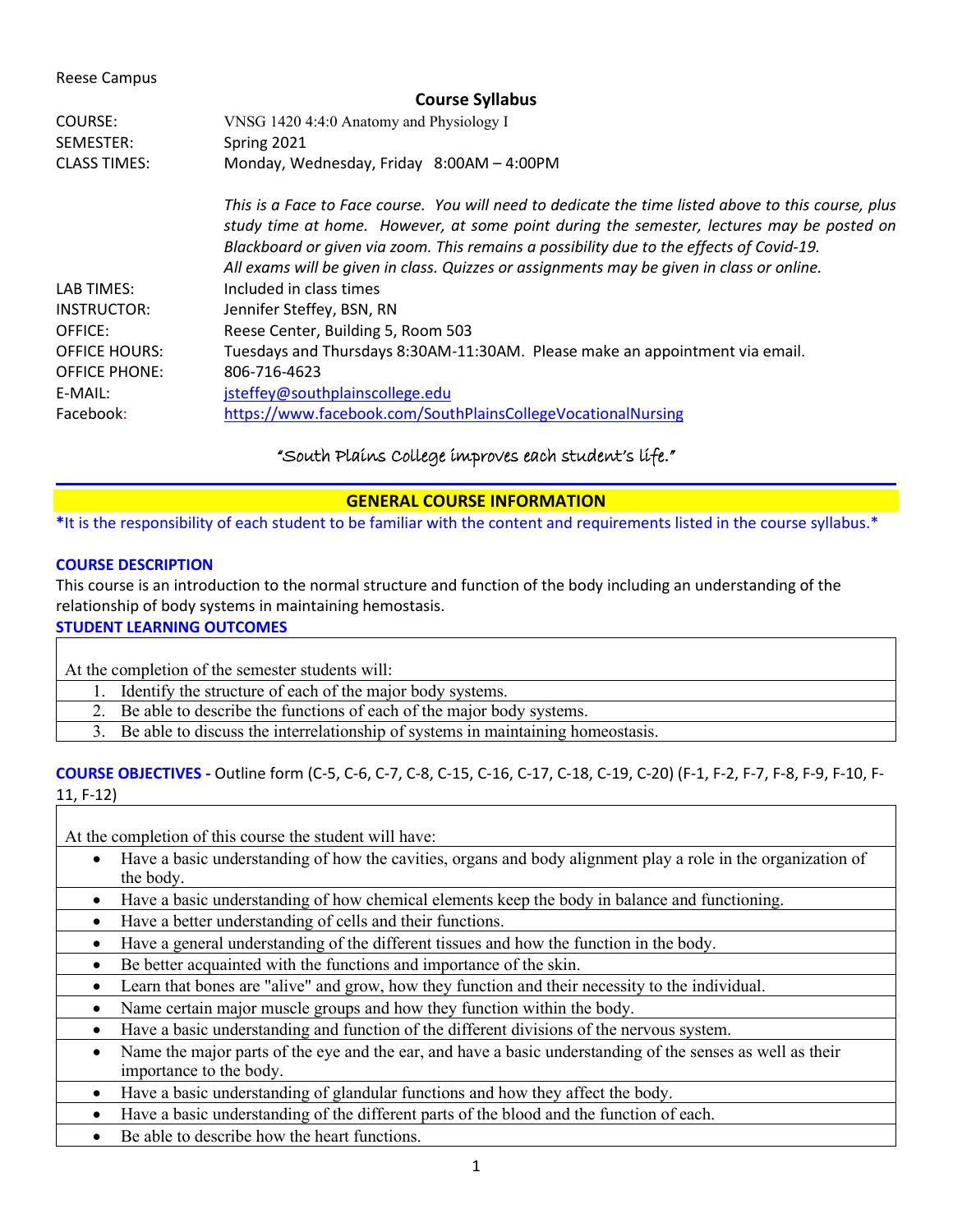Reese Campus

## Course Syllabus

| | |
|---|---|
| COURSE: | VNSG 1420 4:4:0 Anatomy and Physiology I |
| SEMESTER: | Spring 2021 |
| CLASS TIMES: | Monday, Wednesday, Friday 8:00AM – 4:00PM |
| | *This is a Face to Face course. You will need to dedicate the time listed above to this course, plus study time at home. However, at some point during the semester, lectures may be posted on Blackboard or given via zoom. This remains a possibility due to the effects of Covid-19. All exams will be given in class. Quizzes or assignments may be given in class or online.* |
| LAB TIMES: | Included in class times |
| INSTRUCTOR: | Jennifer Steffey, BSN, RN |
| OFFICE: | Reese Center, Building 5, Room 503 |
| OFFICE HOURS: | Tuesdays and Thursdays 8:30AM-11:30AM. Please make an appointment via email. |
| OFFICE PHONE: | 806-716-4623 |
| E-MAIL: | jsteffey@southplainscollege.edu |
| Facebook: | https://www.facebook.com/SouthPlainsCollegeVocationalNursing |

"South Plains College improves each student's life."

## GENERAL COURSE INFORMATION

*It is the responsibility of each student to be familiar with the content and requirements listed in the course syllabus.*

### COURSE DESCRIPTION

This course is an introduction to the normal structure and function of the body including an understanding of the relationship of body systems in maintaining hemostasis.

### STUDENT LEARNING OUTCOMES

At the completion of the semester students will:

1. Identify the structure of each of the major body systems.
2. Be able to describe the functions of each of the major body systems.
3. Be able to discuss the interrelationship of systems in maintaining homeostasis.

**COURSE OBJECTIVES -** Outline form (C-5, C-6, C-7, C-8, C-15, C-16, C-17, C-18, C-19, C-20) (F-1, F-2, F-7, F-8, F-9, F-10, F-11, F-12)

At the completion of this course the student will have:

- Have a basic understanding of how the cavities, organs and body alignment play a role in the organization of the body.
- Have a basic understanding of how chemical elements keep the body in balance and functioning.
- Have a better understanding of cells and their functions.
- Have a general understanding of the different tissues and how the function in the body.
- Be better acquainted with the functions and importance of the skin.
- Learn that bones are "alive" and grow, how they function and their necessity to the individual.
- Name certain major muscle groups and how they function within the body.
- Have a basic understanding and function of the different divisions of the nervous system.
- Name the major parts of the eye and the ear, and have a basic understanding of the senses as well as their importance to the body.
- Have a basic understanding of glandular functions and how they affect the body.
- Have a basic understanding of the different parts of the blood and the function of each.
- Be able to describe how the heart functions.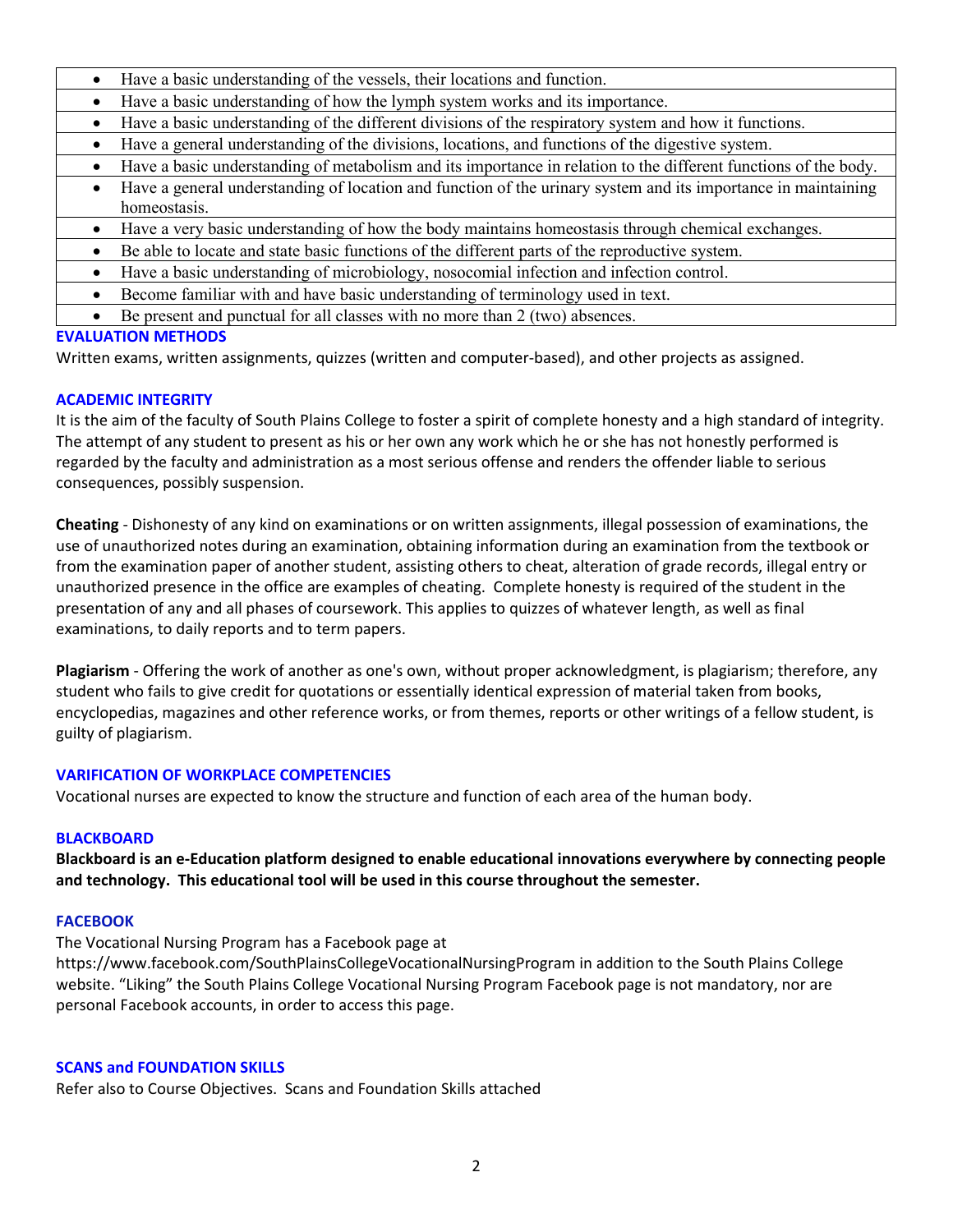- Have a basic understanding of the vessels, their locations and function.
- Have a basic understanding of how the lymph system works and its importance.
- Have a basic understanding of the different divisions of the respiratory system and how it functions.
- Have a general understanding of the divisions, locations, and functions of the digestive system.
- Have a basic understanding of metabolism and its importance in relation to the different functions of the body.
- Have a general understanding of location and function of the urinary system and its importance in maintaining homeostasis.
- Have a very basic understanding of how the body maintains homeostasis through chemical exchanges.
- Be able to locate and state basic functions of the different parts of the reproductive system.
- Have a basic understanding of microbiology, nosocomial infection and infection control.
- Become familiar with and have basic understanding of terminology used in text.
- Be present and punctual for all classes with no more than 2 (two) absences.

## EVALUATION METHODS

Written exams, written assignments, quizzes (written and computer-based), and other projects as assigned.

## ACADEMIC INTEGRITY

It is the aim of the faculty of South Plains College to foster a spirit of complete honesty and a high standard of integrity. The attempt of any student to present as his or her own any work which he or she has not honestly performed is regarded by the faculty and administration as a most serious offense and renders the offender liable to serious consequences, possibly suspension.

**Cheating** - Dishonesty of any kind on examinations or on written assignments, illegal possession of examinations, the use of unauthorized notes during an examination, obtaining information during an examination from the textbook or from the examination paper of another student, assisting others to cheat, alteration of grade records, illegal entry or unauthorized presence in the office are examples of cheating. Complete honesty is required of the student in the presentation of any and all phases of coursework. This applies to quizzes of whatever length, as well as final examinations, to daily reports and to term papers.

**Plagiarism** - Offering the work of another as one's own, without proper acknowledgment, is plagiarism; therefore, any student who fails to give credit for quotations or essentially identical expression of material taken from books, encyclopedias, magazines and other reference works, or from themes, reports or other writings of a fellow student, is guilty of plagiarism.

## VARIFICATION OF WORKPLACE COMPETENCIES

Vocational nurses are expected to know the structure and function of each area of the human body.

## BLACKBOARD

**Blackboard is an e-Education platform designed to enable educational innovations everywhere by connecting people and technology. This educational tool will be used in this course throughout the semester.**

## FACEBOOK

The Vocational Nursing Program has a Facebook page at https://www.facebook.com/SouthPlainsCollegeVocationalNursingProgram in addition to the South Plains College website. "Liking" the South Plains College Vocational Nursing Program Facebook page is not mandatory, nor are personal Facebook accounts, in order to access this page.

## SCANS and FOUNDATION SKILLS

Refer also to Course Objectives. Scans and Foundation Skills attached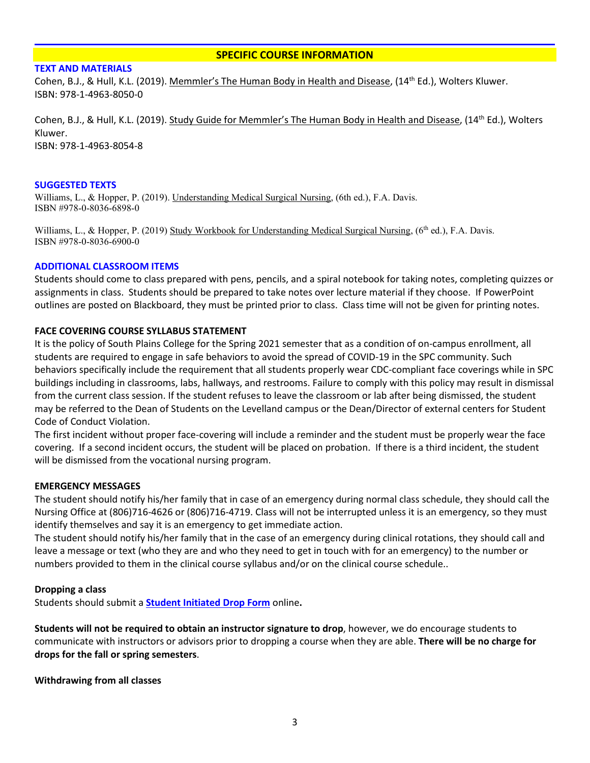## SPECIFIC COURSE INFORMATION

### TEXT AND MATERIALS

Cohen, B.J., & Hull, K.L. (2019). Memmler's The Human Body in Health and Disease, (14th Ed.), Wolters Kluwer. ISBN: 978-1-4963-8050-0

Cohen, B.J., & Hull, K.L. (2019). Study Guide for Memmler's The Human Body in Health and Disease, (14th Ed.), Wolters Kluwer.
ISBN: 978-1-4963-8054-8

### SUGGESTED TEXTS

Williams, L., & Hopper, P. (2019). Understanding Medical Surgical Nursing, (6th ed.), F.A. Davis.
ISBN #978-0-8036-6898-0

Williams, L., & Hopper, P. (2019) Study Workbook for Understanding Medical Surgical Nursing, (6th ed.), F.A. Davis.
ISBN #978-0-8036-6900-0

### ADDITIONAL CLASSROOM ITEMS

Students should come to class prepared with pens, pencils, and a spiral notebook for taking notes, completing quizzes or assignments in class. Students should be prepared to take notes over lecture material if they choose. If PowerPoint outlines are posted on Blackboard, they must be printed prior to class. Class time will not be given for printing notes.

### FACE COVERING COURSE SYLLABUS STATEMENT

It is the policy of South Plains College for the Spring 2021 semester that as a condition of on-campus enrollment, all students are required to engage in safe behaviors to avoid the spread of COVID-19 in the SPC community. Such behaviors specifically include the requirement that all students properly wear CDC-compliant face coverings while in SPC buildings including in classrooms, labs, hallways, and restrooms. Failure to comply with this policy may result in dismissal from the current class session. If the student refuses to leave the classroom or lab after being dismissed, the student may be referred to the Dean of Students on the Levelland campus or the Dean/Director of external centers for Student Code of Conduct Violation.

The first incident without proper face-covering will include a reminder and the student must be properly wear the face covering. If a second incident occurs, the student will be placed on probation. If there is a third incident, the student will be dismissed from the vocational nursing program.

### EMERGENCY MESSAGES

The student should notify his/her family that in case of an emergency during normal class schedule, they should call the Nursing Office at (806)716-4626 or (806)716-4719. Class will not be interrupted unless it is an emergency, so they must identify themselves and say it is an emergency to get immediate action.

The student should notify his/her family that in the case of an emergency during clinical rotations, they should call and leave a message or text (who they are and who they need to get in touch with for an emergency) to the number or numbers provided to them in the clinical course syllabus and/or on the clinical course schedule..

### Dropping a class

Students should submit a **Student Initiated Drop Form** online**.**

**Students will not be required to obtain an instructor signature to drop**, however, we do encourage students to communicate with instructors or advisors prior to dropping a course when they are able. **There will be no charge for drops for the fall or spring semesters**.

### Withdrawing from all classes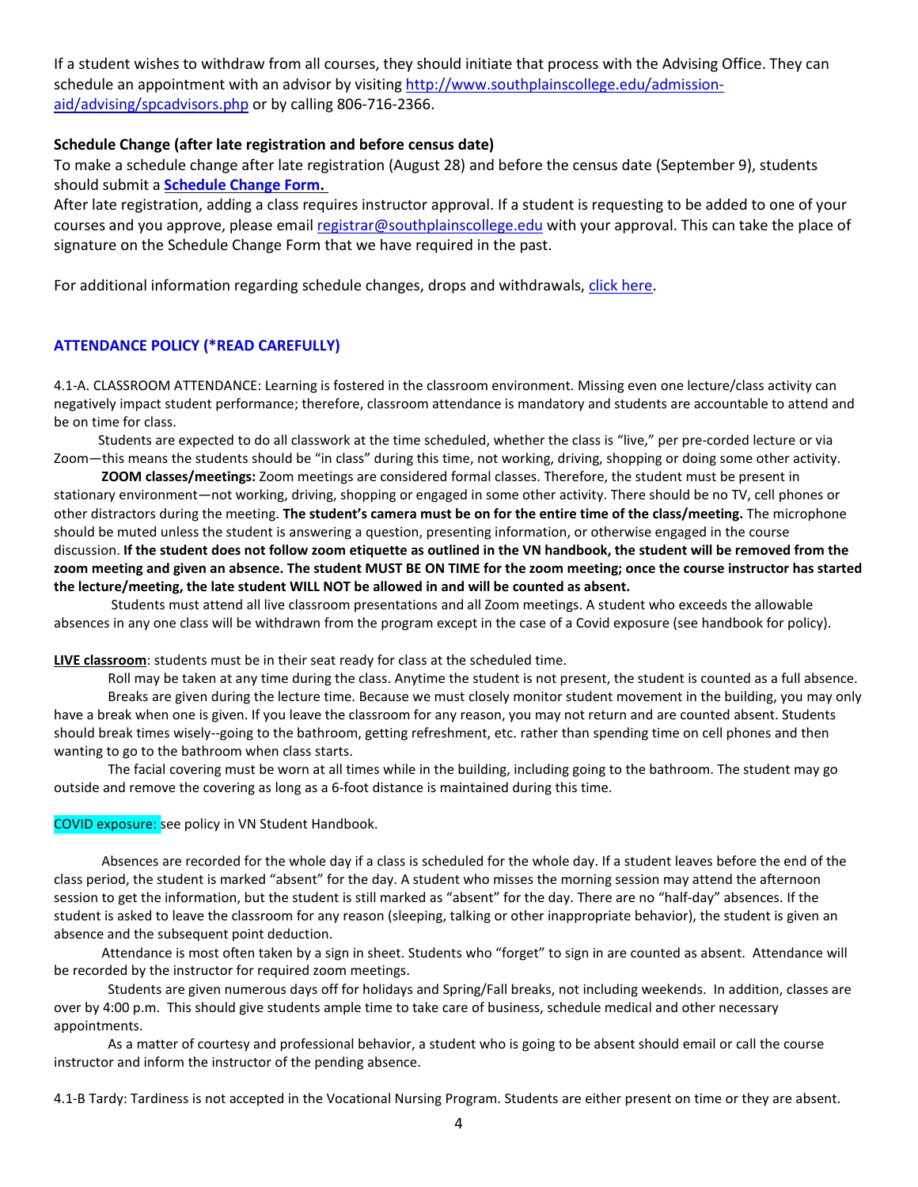If a student wishes to withdraw from all courses, they should initiate that process with the Advising Office. They can schedule an appointment with an advisor by visiting [http://www.southplainscollege.edu/admission-aid/advising/spcadvisors.php](http://www.southplainscollege.edu/admission-aid/advising/spcadvisors.php) or by calling 806-716-2366.

**Schedule Change (after late registration and before census date)**

To make a schedule change after late registration (August 28) and before the census date (September 9), students should submit a **Schedule Change Form.**

After late registration, adding a class requires instructor approval. If a student is requesting to be added to one of your courses and you approve, please email registrar@southplainscollege.edu with your approval. This can take the place of signature on the Schedule Change Form that we have required in the past.

For additional information regarding schedule changes, drops and withdrawals, click here.

## ATTENDANCE POLICY (*READ CAREFULLY)

4.1-A. CLASSROOM ATTENDANCE: Learning is fostered in the classroom environment. Missing even one lecture/class activity can negatively impact student performance; therefore, classroom attendance is mandatory and students are accountable to attend and be on time for class.

Students are expected to do all classwork at the time scheduled, whether the class is "live," per pre-corded lecture or via Zoom—this means the students should be "in class" during this time, not working, driving, shopping or doing some other activity.

**ZOOM classes/meetings:** Zoom meetings are considered formal classes. Therefore, the student must be present in stationary environment—not working, driving, shopping or engaged in some other activity. There should be no TV, cell phones or other distractors during the meeting. **The student's camera must be on for the entire time of the class/meeting.** The microphone should be muted unless the student is answering a question, presenting information, or otherwise engaged in the course discussion. **If the student does not follow zoom etiquette as outlined in the VN handbook, the student will be removed from the zoom meeting and given an absence. The student MUST BE ON TIME for the zoom meeting; once the course instructor has started the lecture/meeting, the late student WILL NOT be allowed in and will be counted as absent.**

Students must attend all live classroom presentations and all Zoom meetings. A student who exceeds the allowable absences in any one class will be withdrawn from the program except in the case of a Covid exposure (see handbook for policy).

<u>**LIVE classroom**</u>: students must be in their seat ready for class at the scheduled time.

Roll may be taken at any time during the class. Anytime the student is not present, the student is counted as a full absence.

Breaks are given during the lecture time. Because we must closely monitor student movement in the building, you may only have a break when one is given. If you leave the classroom for any reason, you may not return and are counted absent. Students should break times wisely--going to the bathroom, getting refreshment, etc. rather than spending time on cell phones and then wanting to go to the bathroom when class starts.

The facial covering must be worn at all times while in the building, including going to the bathroom. The student may go outside and remove the covering as long as a 6-foot distance is maintained during this time.

COVID exposure: see policy in VN Student Handbook.

Absences are recorded for the whole day if a class is scheduled for the whole day. If a student leaves before the end of the class period, the student is marked "absent" for the day. A student who misses the morning session may attend the afternoon session to get the information, but the student is still marked as "absent" for the day. There are no "half-day" absences. If the student is asked to leave the classroom for any reason (sleeping, talking or other inappropriate behavior), the student is given an absence and the subsequent point deduction.

Attendance is most often taken by a sign in sheet. Students who "forget" to sign in are counted as absent. Attendance will be recorded by the instructor for required zoom meetings.

Students are given numerous days off for holidays and Spring/Fall breaks, not including weekends. In addition, classes are over by 4:00 p.m. This should give students ample time to take care of business, schedule medical and other necessary appointments.

As a matter of courtesy and professional behavior, a student who is going to be absent should email or call the course instructor and inform the instructor of the pending absence.

4.1-B Tardy: Tardiness is not accepted in the Vocational Nursing Program. Students are either present on time or they are absent.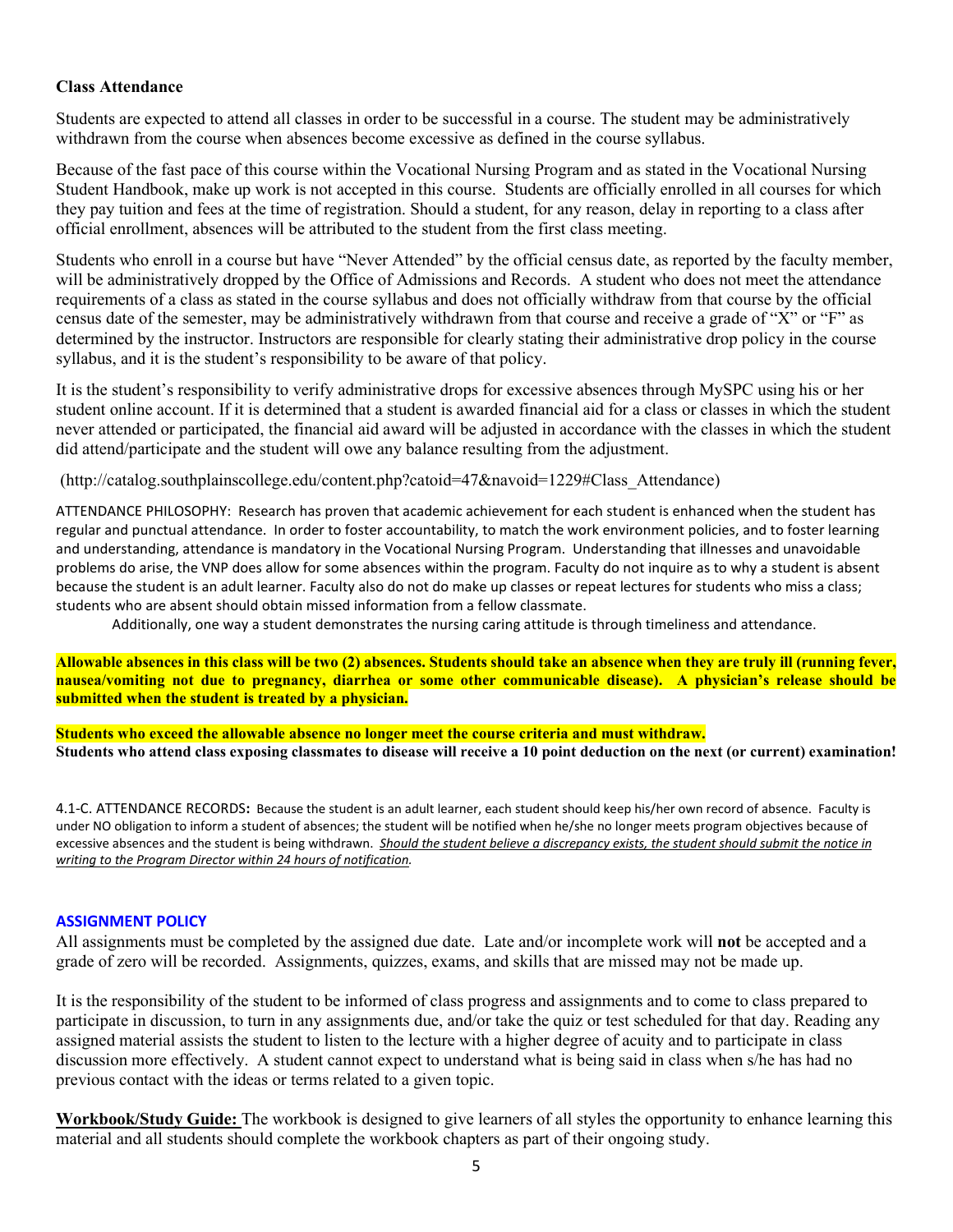### Class Attendance

Students are expected to attend all classes in order to be successful in a course. The student may be administratively withdrawn from the course when absences become excessive as defined in the course syllabus.

Because of the fast pace of this course within the Vocational Nursing Program and as stated in the Vocational Nursing Student Handbook, make up work is not accepted in this course. Students are officially enrolled in all courses for which they pay tuition and fees at the time of registration. Should a student, for any reason, delay in reporting to a class after official enrollment, absences will be attributed to the student from the first class meeting.

Students who enroll in a course but have "Never Attended" by the official census date, as reported by the faculty member, will be administratively dropped by the Office of Admissions and Records. A student who does not meet the attendance requirements of a class as stated in the course syllabus and does not officially withdraw from that course by the official census date of the semester, may be administratively withdrawn from that course and receive a grade of "X" or "F" as determined by the instructor. Instructors are responsible for clearly stating their administrative drop policy in the course syllabus, and it is the student's responsibility to be aware of that policy.

It is the student's responsibility to verify administrative drops for excessive absences through MySPC using his or her student online account. If it is determined that a student is awarded financial aid for a class or classes in which the student never attended or participated, the financial aid award will be adjusted in accordance with the classes in which the student did attend/participate and the student will owe any balance resulting from the adjustment.

(http://catalog.southplainscollege.edu/content.php?catoid=47&navoid=1229#Class_Attendance)

ATTENDANCE PHILOSOPHY: Research has proven that academic achievement for each student is enhanced when the student has regular and punctual attendance. In order to foster accountability, to match the work environment policies, and to foster learning and understanding, attendance is mandatory in the Vocational Nursing Program. Understanding that illnesses and unavoidable problems do arise, the VNP does allow for some absences within the program. Faculty do not inquire as to why a student is absent because the student is an adult learner. Faculty also do not do make up classes or repeat lectures for students who miss a class; students who are absent should obtain missed information from a fellow classmate.

Additionally, one way a student demonstrates the nursing caring attitude is through timeliness and attendance.

**Allowable absences in this class will be two (2) absences. Students should take an absence when they are truly ill (running fever, nausea/vomiting not due to pregnancy, diarrhea or some other communicable disease). A physician's release should be submitted when the student is treated by a physician.**

**Students who exceed the allowable absence no longer meet the course criteria and must withdraw.**
**Students who attend class exposing classmates to disease will receive a 10 point deduction on the next (or current) examination!**

4.1-C. ATTENDANCE RECORDS**:** Because the student is an adult learner, each student should keep his/her own record of absence. Faculty is under NO obligation to inform a student of absences; the student will be notified when he/she no longer meets program objectives because of excessive absences and the student is being withdrawn. ***Should the student believe a discrepancy exists, the student should submit the notice in writing to the Program Director within 24 hours of notification.***

### ASSIGNMENT POLICY

All assignments must be completed by the assigned due date. Late and/or incomplete work will **not** be accepted and a grade of zero will be recorded. Assignments, quizzes, exams, and skills that are missed may not be made up.

It is the responsibility of the student to be informed of class progress and assignments and to come to class prepared to participate in discussion, to turn in any assignments due, and/or take the quiz or test scheduled for that day. Reading any assigned material assists the student to listen to the lecture with a higher degree of acuity and to participate in class discussion more effectively. A student cannot expect to understand what is being said in class when s/he has had no previous contact with the ideas or terms related to a given topic.

**Workbook/Study Guide:** The workbook is designed to give learners of all styles the opportunity to enhance learning this material and all students should complete the workbook chapters as part of their ongoing study.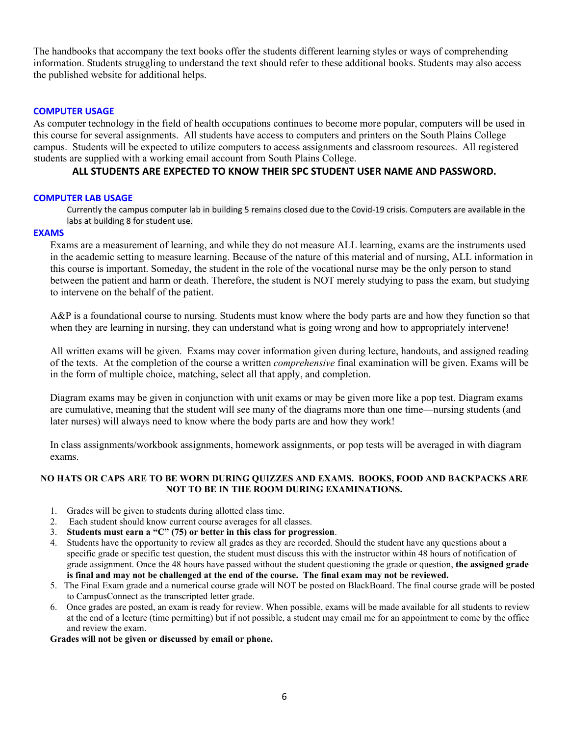The handbooks that accompany the text books offer the students different learning styles or ways of comprehending information. Students struggling to understand the text should refer to these additional books. Students may also access the published website for additional helps.

### COMPUTER USAGE

As computer technology in the field of health occupations continues to become more popular, computers will be used in this course for several assignments. All students have access to computers and printers on the South Plains College campus. Students will be expected to utilize computers to access assignments and classroom resources. All registered students are supplied with a working email account from South Plains College.

**ALL STUDENTS ARE EXPECTED TO KNOW THEIR SPC STUDENT USER NAME AND PASSWORD.**

### COMPUTER LAB USAGE

Currently the campus computer lab in building 5 remains closed due to the Covid-19 crisis. Computers are available in the labs at building 8 for student use.

### EXAMS

Exams are a measurement of learning, and while they do not measure ALL learning, exams are the instruments used in the academic setting to measure learning. Because of the nature of this material and of nursing, ALL information in this course is important. Someday, the student in the role of the vocational nurse may be the only person to stand between the patient and harm or death. Therefore, the student is NOT merely studying to pass the exam, but studying to intervene on the behalf of the patient.

A&P is a foundational course to nursing. Students must know where the body parts are and how they function so that when they are learning in nursing, they can understand what is going wrong and how to appropriately intervene!

All written exams will be given. Exams may cover information given during lecture, handouts, and assigned reading of the texts. At the completion of the course a written *comprehensive* final examination will be given. Exams will be in the form of multiple choice, matching, select all that apply, and completion.

Diagram exams may be given in conjunction with unit exams or may be given more like a pop test. Diagram exams are cumulative, meaning that the student will see many of the diagrams more than one time—nursing students (and later nurses) will always need to know where the body parts are and how they work!

In class assignments/workbook assignments, homework assignments, or pop tests will be averaged in with diagram exams.

**NO HATS OR CAPS ARE TO BE WORN DURING QUIZZES AND EXAMS. BOOKS, FOOD AND BACKPACKS ARE NOT TO BE IN THE ROOM DURING EXAMINATIONS.**

1. Grades will be given to students during allotted class time.
2. Each student should know current course averages for all classes.
3. **Students must earn a "C" (75) or better in this class for progression**.
4. Students have the opportunity to review all grades as they are recorded. Should the student have any questions about a specific grade or specific test question, the student must discuss this with the instructor within 48 hours of notification of grade assignment. Once the 48 hours have passed without the student questioning the grade or question, **the assigned grade is final and may not be challenged at the end of the course. The final exam may not be reviewed.**
5. The Final Exam grade and a numerical course grade will NOT be posted on BlackBoard. The final course grade will be posted to CampusConnect as the transcripted letter grade.
6. Once grades are posted, an exam is ready for review. When possible, exams will be made available for all students to review at the end of a lecture (time permitting) but if not possible, a student may email me for an appointment to come by the office and review the exam.

**Grades will not be given or discussed by email or phone.**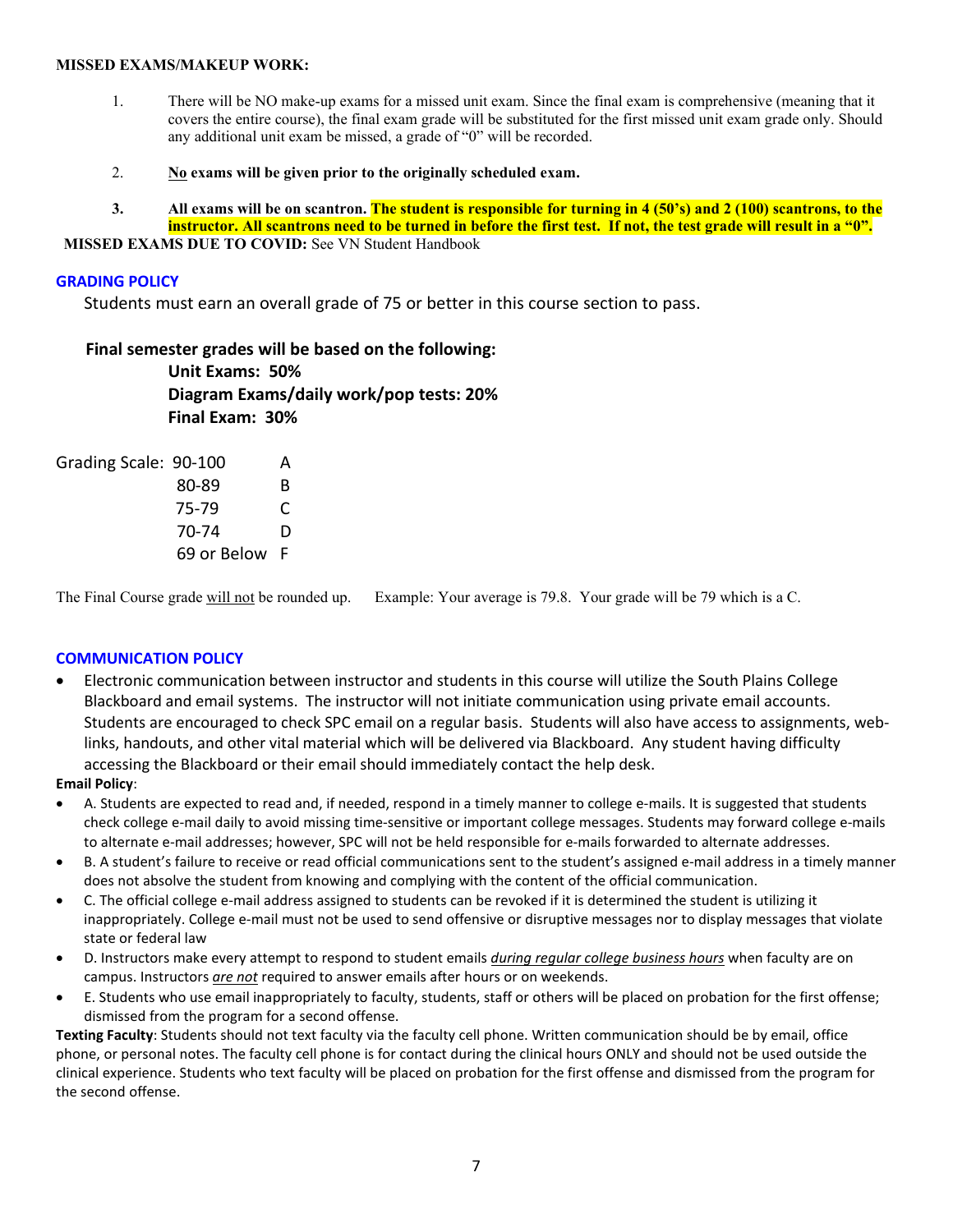**MISSED EXAMS/MAKEUP WORK:**

1. There will be NO make-up exams for a missed unit exam. Since the final exam is comprehensive (meaning that it covers the entire course), the final exam grade will be substituted for the first missed unit exam grade only. Should any additional unit exam be missed, a grade of "0" will be recorded.

2. **No exams will be given prior to the originally scheduled exam.**

3. **All exams will be on scantron. The student is responsible for turning in 4 (50's) and 2 (100) scantrons, to the instructor. All scantrons need to be turned in before the first test. If not, the test grade will result in a "0".**

**MISSED EXAMS DUE TO COVID:** See VN Student Handbook

## GRADING POLICY

Students must earn an overall grade of 75 or better in this course section to pass.

**Final semester grades will be based on the following:**

**Unit Exams: 50%**
**Diagram Exams/daily work/pop tests: 20%**
**Final Exam: 30%**

| Grading Scale: | |
|---|---|
| 90-100 | A |
| 80-89 | B |
| 75-79 | C |
| 70-74 | D |
| 69 or Below | F |

The Final Course grade will not be rounded up. Example: Your average is 79.8. Your grade will be 79 which is a C.

## COMMUNICATION POLICY

- Electronic communication between instructor and students in this course will utilize the South Plains College Blackboard and email systems. The instructor will not initiate communication using private email accounts. Students are encouraged to check SPC email on a regular basis. Students will also have access to assignments, web-links, handouts, and other vital material which will be delivered via Blackboard. Any student having difficulty accessing the Blackboard or their email should immediately contact the help desk.

**Email Policy**:

- A. Students are expected to read and, if needed, respond in a timely manner to college e-mails. It is suggested that students check college e-mail daily to avoid missing time-sensitive or important college messages. Students may forward college e-mails to alternate e-mail addresses; however, SPC will not be held responsible for e-mails forwarded to alternate addresses.
- B. A student's failure to receive or read official communications sent to the student's assigned e-mail address in a timely manner does not absolve the student from knowing and complying with the content of the official communication.
- C. The official college e-mail address assigned to students can be revoked if it is determined the student is utilizing it inappropriately. College e-mail must not be used to send offensive or disruptive messages nor to display messages that violate state or federal law
- D. Instructors make every attempt to respond to student emails *during regular college business hours* when faculty are on campus. Instructors *are not* required to answer emails after hours or on weekends.
- E. Students who use email inappropriately to faculty, students, staff or others will be placed on probation for the first offense; dismissed from the program for a second offense.

**Texting Faculty**: Students should not text faculty via the faculty cell phone. Written communication should be by email, office phone, or personal notes. The faculty cell phone is for contact during the clinical hours ONLY and should not be used outside the clinical experience. Students who text faculty will be placed on probation for the first offense and dismissed from the program for the second offense.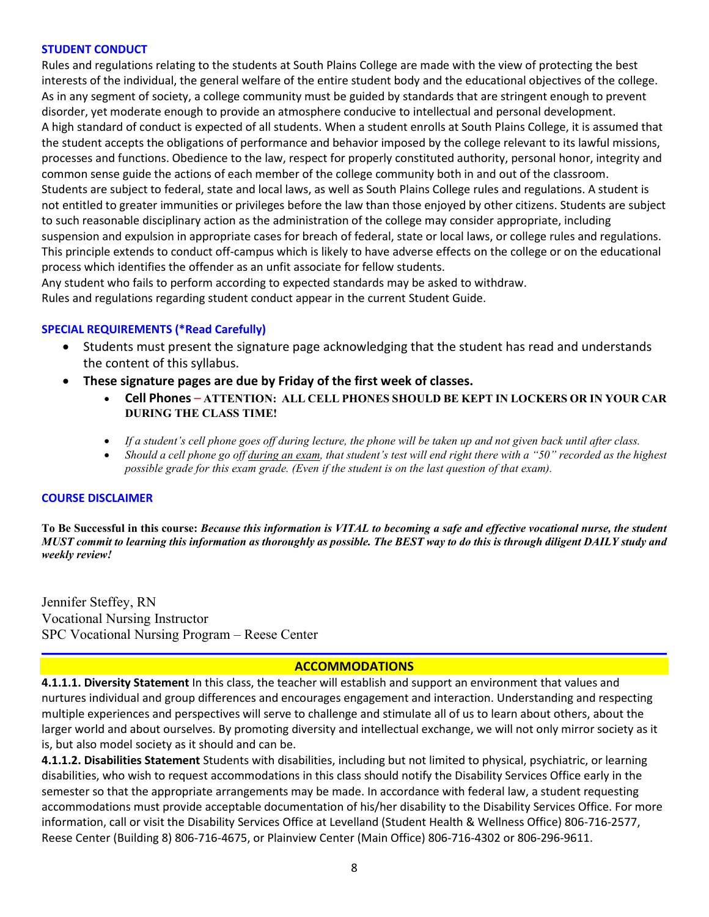## STUDENT CONDUCT

Rules and regulations relating to the students at South Plains College are made with the view of protecting the best interests of the individual, the general welfare of the entire student body and the educational objectives of the college. As in any segment of society, a college community must be guided by standards that are stringent enough to prevent disorder, yet moderate enough to provide an atmosphere conducive to intellectual and personal development.

A high standard of conduct is expected of all students. When a student enrolls at South Plains College, it is assumed that the student accepts the obligations of performance and behavior imposed by the college relevant to its lawful missions, processes and functions. Obedience to the law, respect for properly constituted authority, personal honor, integrity and common sense guide the actions of each member of the college community both in and out of the classroom.

Students are subject to federal, state and local laws, as well as South Plains College rules and regulations. A student is not entitled to greater immunities or privileges before the law than those enjoyed by other citizens. Students are subject to such reasonable disciplinary action as the administration of the college may consider appropriate, including suspension and expulsion in appropriate cases for breach of federal, state or local laws, or college rules and regulations. This principle extends to conduct off-campus which is likely to have adverse effects on the college or on the educational process which identifies the offender as an unfit associate for fellow students.

Any student who fails to perform according to expected standards may be asked to withdraw.

Rules and regulations regarding student conduct appear in the current Student Guide.

## SPECIAL REQUIREMENTS (*Read Carefully)

- Students must present the signature page acknowledging that the student has read and understands the content of this syllabus.
- **These signature pages are due by Friday of the first week of classes.**
    - **Cell Phones – ATTENTION: ALL CELL PHONES SHOULD BE KEPT IN LOCKERS OR IN YOUR CAR DURING THE CLASS TIME!**
    - *If a student's cell phone goes off during lecture, the phone will be taken up and not given back until after class.*
    - *Should a cell phone go off during an exam, that student's test will end right there with a "50" recorded as the highest possible grade for this exam grade. (Even if the student is on the last question of that exam).*

## COURSE DISCLAIMER

**To Be Successful in this course:** ***Because this information is VITAL to becoming a safe and effective vocational nurse, the student MUST commit to learning this information as thoroughly as possible. The BEST way to do this is through diligent DAILY study and weekly review!***

Jennifer Steffey, RN
Vocational Nursing Instructor
SPC Vocational Nursing Program – Reese Center

## ACCOMMODATIONS

**4.1.1.1. Diversity Statement** In this class, the teacher will establish and support an environment that values and nurtures individual and group differences and encourages engagement and interaction. Understanding and respecting multiple experiences and perspectives will serve to challenge and stimulate all of us to learn about others, about the larger world and about ourselves. By promoting diversity and intellectual exchange, we will not only mirror society as it is, but also model society as it should and can be.

**4.1.1.2. Disabilities Statement** Students with disabilities, including but not limited to physical, psychiatric, or learning disabilities, who wish to request accommodations in this class should notify the Disability Services Office early in the semester so that the appropriate arrangements may be made. In accordance with federal law, a student requesting accommodations must provide acceptable documentation of his/her disability to the Disability Services Office. For more information, call or visit the Disability Services Office at Levelland (Student Health & Wellness Office) 806-716-2577, Reese Center (Building 8) 806-716-4675, or Plainview Center (Main Office) 806-716-4302 or 806-296-9611.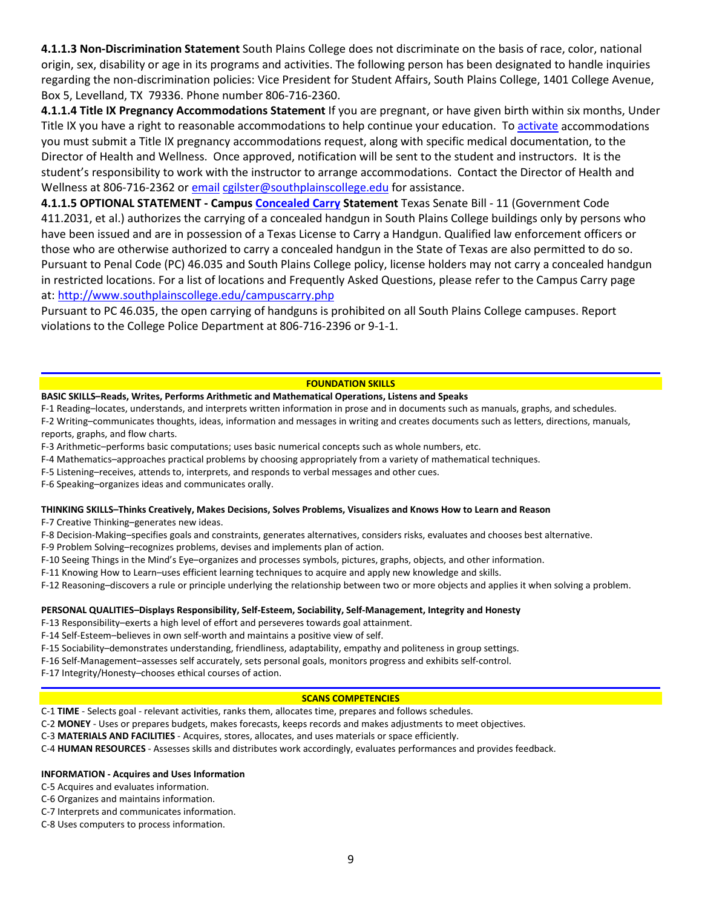**4.1.1.3 Non-Discrimination Statement** South Plains College does not discriminate on the basis of race, color, national origin, sex, disability or age in its programs and activities. The following person has been designated to handle inquiries regarding the non-discrimination policies: Vice President for Student Affairs, South Plains College, 1401 College Avenue, Box 5, Levelland, TX 79336. Phone number 806-716-2360.

**4.1.1.4 Title IX Pregnancy Accommodations Statement** If you are pregnant, or have given birth within six months, Under Title IX you have a right to reasonable accommodations to help continue your education. To activate accommodations you must submit a Title IX pregnancy accommodations request, along with specific medical documentation, to the Director of Health and Wellness. Once approved, notification will be sent to the student and instructors. It is the student's responsibility to work with the instructor to arrange accommodations. Contact the Director of Health and Wellness at 806-716-2362 or email cgilster@southplainscollege.edu for assistance.

**4.1.1.5 OPTIONAL STATEMENT - Campus Concealed Carry Statement** Texas Senate Bill - 11 (Government Code 411.2031, et al.) authorizes the carrying of a concealed handgun in South Plains College buildings only by persons who have been issued and are in possession of a Texas License to Carry a Handgun. Qualified law enforcement officers or those who are otherwise authorized to carry a concealed handgun in the State of Texas are also permitted to do so. Pursuant to Penal Code (PC) 46.035 and South Plains College policy, license holders may not carry a concealed handgun in restricted locations. For a list of locations and Frequently Asked Questions, please refer to the Campus Carry page at: http://www.southplainscollege.edu/campuscarry.php

Pursuant to PC 46.035, the open carrying of handguns is prohibited on all South Plains College campuses. Report violations to the College Police Department at 806-716-2396 or 9-1-1.

## FOUNDATION SKILLS

**BASIC SKILLS–Reads, Writes, Performs Arithmetic and Mathematical Operations, Listens and Speaks**

F-1 Reading–locates, understands, and interprets written information in prose and in documents such as manuals, graphs, and schedules.
F-2 Writing–communicates thoughts, ideas, information and messages in writing and creates documents such as letters, directions, manuals, reports, graphs, and flow charts.
F-3 Arithmetic–performs basic computations; uses basic numerical concepts such as whole numbers, etc.
F-4 Mathematics–approaches practical problems by choosing appropriately from a variety of mathematical techniques.
F-5 Listening–receives, attends to, interprets, and responds to verbal messages and other cues.
F-6 Speaking–organizes ideas and communicates orally.

**THINKING SKILLS–Thinks Creatively, Makes Decisions, Solves Problems, Visualizes and Knows How to Learn and Reason**

F-7 Creative Thinking–generates new ideas.
F-8 Decision-Making–specifies goals and constraints, generates alternatives, considers risks, evaluates and chooses best alternative.
F-9 Problem Solving–recognizes problems, devises and implements plan of action.
F-10 Seeing Things in the Mind's Eye–organizes and processes symbols, pictures, graphs, objects, and other information.
F-11 Knowing How to Learn–uses efficient learning techniques to acquire and apply new knowledge and skills.
F-12 Reasoning–discovers a rule or principle underlying the relationship between two or more objects and applies it when solving a problem.

**PERSONAL QUALITIES–Displays Responsibility, Self-Esteem, Sociability, Self-Management, Integrity and Honesty**

F-13 Responsibility–exerts a high level of effort and perseveres towards goal attainment.
F-14 Self-Esteem–believes in own self-worth and maintains a positive view of self.
F-15 Sociability–demonstrates understanding, friendliness, adaptability, empathy and politeness in group settings.
F-16 Self-Management–assesses self accurately, sets personal goals, monitors progress and exhibits self-control.
F-17 Integrity/Honesty–chooses ethical courses of action.

## SCANS COMPETENCIES

C-1 **TIME** - Selects goal - relevant activities, ranks them, allocates time, prepares and follows schedules.
C-2 **MONEY** - Uses or prepares budgets, makes forecasts, keeps records and makes adjustments to meet objectives.
C-3 **MATERIALS AND FACILITIES** - Acquires, stores, allocates, and uses materials or space efficiently.
C-4 **HUMAN RESOURCES** - Assesses skills and distributes work accordingly, evaluates performances and provides feedback.

**INFORMATION - Acquires and Uses Information**

C-5 Acquires and evaluates information.
C-6 Organizes and maintains information.
C-7 Interprets and communicates information.
C-8 Uses computers to process information.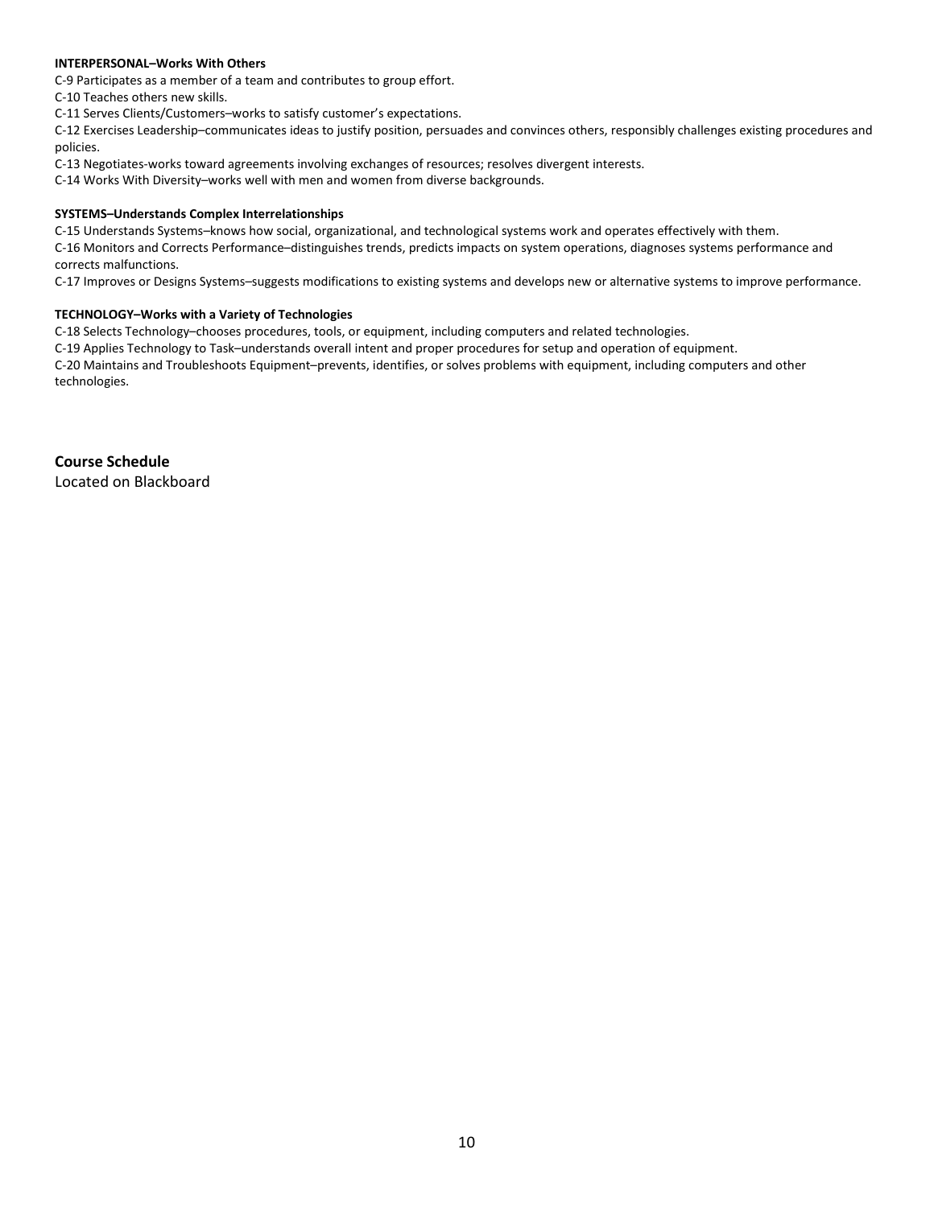**INTERPERSONAL–Works With Others**

C-9 Participates as a member of a team and contributes to group effort.

C-10 Teaches others new skills.

C-11 Serves Clients/Customers–works to satisfy customer's expectations.

C-12 Exercises Leadership–communicates ideas to justify position, persuades and convinces others, responsibly challenges existing procedures and policies.

C-13 Negotiates-works toward agreements involving exchanges of resources; resolves divergent interests.

C-14 Works With Diversity–works well with men and women from diverse backgrounds.

**SYSTEMS–Understands Complex Interrelationships**

C-15 Understands Systems–knows how social, organizational, and technological systems work and operates effectively with them.

C-16 Monitors and Corrects Performance–distinguishes trends, predicts impacts on system operations, diagnoses systems performance and corrects malfunctions.

C-17 Improves or Designs Systems–suggests modifications to existing systems and develops new or alternative systems to improve performance.

**TECHNOLOGY–Works with a Variety of Technologies**

C-18 Selects Technology–chooses procedures, tools, or equipment, including computers and related technologies.

C-19 Applies Technology to Task–understands overall intent and proper procedures for setup and operation of equipment.

C-20 Maintains and Troubleshoots Equipment–prevents, identifies, or solves problems with equipment, including computers and other technologies.

## Course Schedule

Located on Blackboard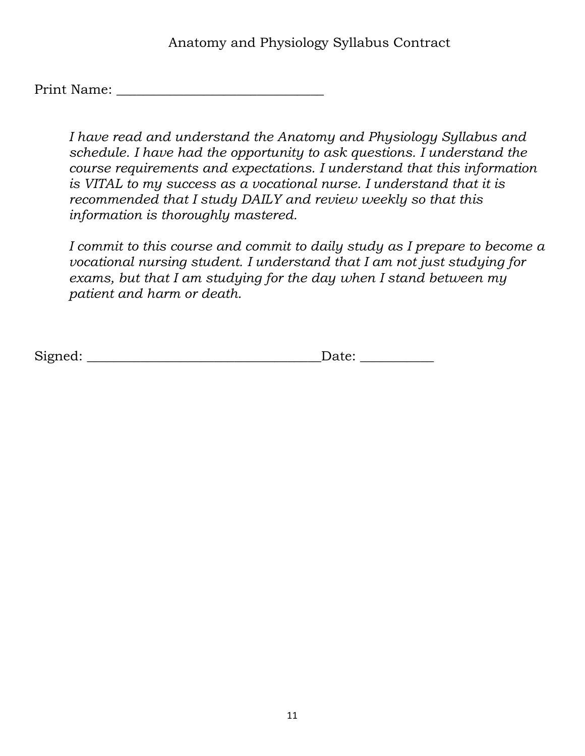# Anatomy and Physiology Syllabus Contract

Print Name: ______________________________

*I have read and understand the Anatomy and Physiology Syllabus and schedule. I have had the opportunity to ask questions. I understand the course requirements and expectations. I understand that this information is VITAL to my success as a vocational nurse. I understand that it is recommended that I study DAILY and review weekly so that this information is thoroughly mastered.*

*I commit to this course and commit to daily study as I prepare to become a vocational nursing student. I understand that I am not just studying for exams, but that I am studying for the day when I stand between my patient and harm or death.*

Signed: __________________________________Date: __________